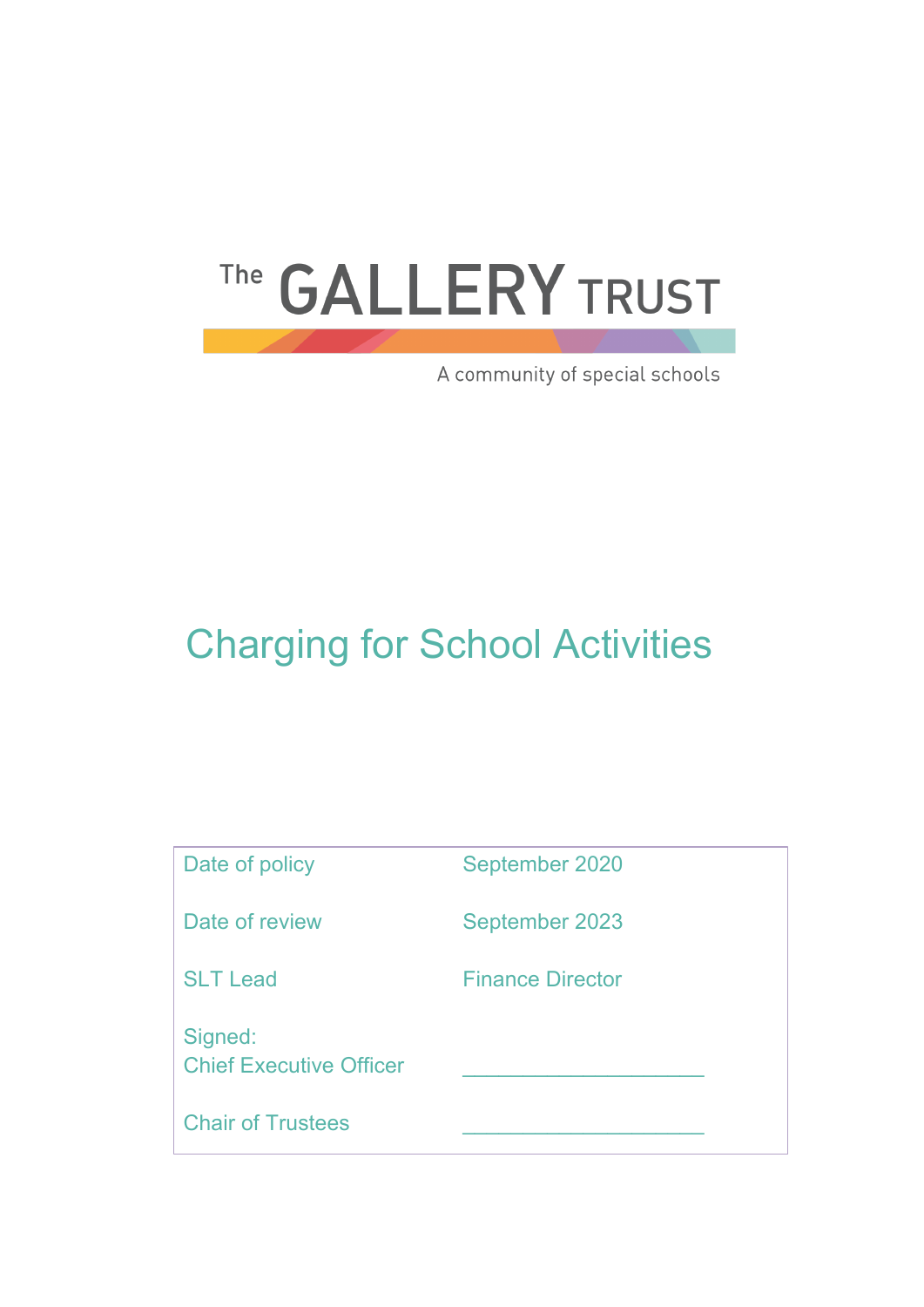The GALLERY TRUST

A community of special schools

# Charging for School Activities

| | |
|---|---|
| Date of policy | September 2020 |
| Date of review | September 2023 |
| SLT Lead | Finance Director |
| Signed: Chief Executive Officer | ____________________ |
| Chair of Trustees | ____________________ |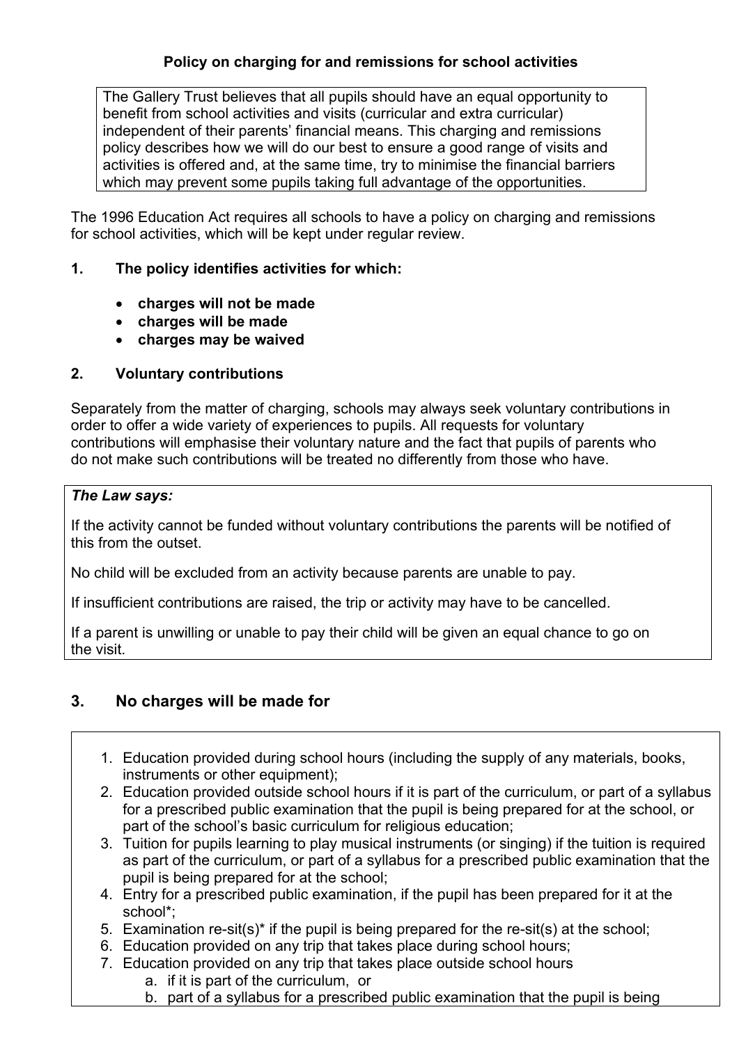**Policy on charging for and remissions for school activities**

The Gallery Trust believes that all pupils should have an equal opportunity to benefit from school activities and visits (curricular and extra curricular) independent of their parents' financial means. This charging and remissions policy describes how we will do our best to ensure a good range of visits and activities is offered and, at the same time, try to minimise the financial barriers which may prevent some pupils taking full advantage of the opportunities.

The 1996 Education Act requires all schools to have a policy on charging and remissions for school activities, which will be kept under regular review.

## 1. The policy identifies activities for which:

- **charges will not be made**
- **charges will be made**
- **charges may be waived**

## 2. Voluntary contributions

Separately from the matter of charging, schools may always seek voluntary contributions in order to offer a wide variety of experiences to pupils. All requests for voluntary contributions will emphasise their voluntary nature and the fact that pupils of parents who do not make such contributions will be treated no differently from those who have.

***The Law says:***

If the activity cannot be funded without voluntary contributions the parents will be notified of this from the outset.

No child will be excluded from an activity because parents are unable to pay.

If insufficient contributions are raised, the trip or activity may have to be cancelled.

If a parent is unwilling or unable to pay their child will be given an equal chance to go on the visit.

## 3. No charges will be made for

1. Education provided during school hours (including the supply of any materials, books, instruments or other equipment);
2. Education provided outside school hours if it is part of the curriculum, or part of a syllabus for a prescribed public examination that the pupil is being prepared for at the school, or part of the school's basic curriculum for religious education;
3. Tuition for pupils learning to play musical instruments (or singing) if the tuition is required as part of the curriculum, or part of a syllabus for a prescribed public examination that the pupil is being prepared for at the school;
4. Entry for a prescribed public examination, if the pupil has been prepared for it at the school*;
5. Examination re-sit(s)* if the pupil is being prepared for the re-sit(s) at the school;
6. Education provided on any trip that takes place during school hours;
7. Education provided on any trip that takes place outside school hours
   a. if it is part of the curriculum, or
   b. part of a syllabus for a prescribed public examination that the pupil is being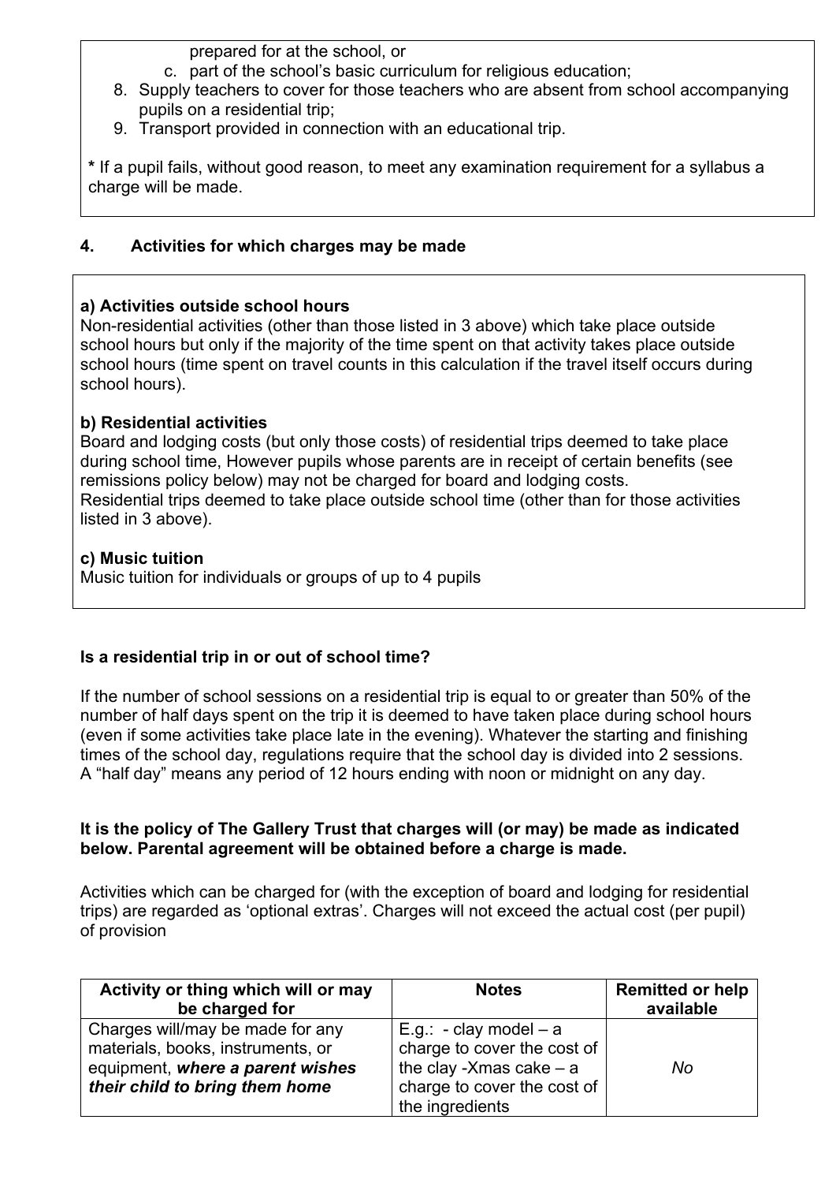prepared for at the school, or

c. part of the school's basic curriculum for religious education;

8. Supply teachers to cover for those teachers who are absent from school accompanying pupils on a residential trip;
9. Transport provided in connection with an educational trip.

**\*** If a pupil fails, without good reason, to meet any examination requirement for a syllabus a charge will be made.

## 4. Activities for which charges may be made

**a) Activities outside school hours**
Non-residential activities (other than those listed in 3 above) which take place outside school hours but only if the majority of the time spent on that activity takes place outside school hours (time spent on travel counts in this calculation if the travel itself occurs during school hours).

**b) Residential activities**
Board and lodging costs (but only those costs) of residential trips deemed to take place during school time, However pupils whose parents are in receipt of certain benefits (see remissions policy below) may not be charged for board and lodging costs.
Residential trips deemed to take place outside school time (other than for those activities listed in 3 above).

**c) Music tuition**
Music tuition for individuals or groups of up to 4 pupils

**Is a residential trip in or out of school time?**

If the number of school sessions on a residential trip is equal to or greater than 50% of the number of half days spent on the trip it is deemed to have taken place during school hours (even if some activities take place late in the evening). Whatever the starting and finishing times of the school day, regulations require that the school day is divided into 2 sessions. A "half day" means any period of 12 hours ending with noon or midnight on any day.

**It is the policy of The Gallery Trust that charges will (or may) be made as indicated below. Parental agreement will be obtained before a charge is made.**

Activities which can be charged for (with the exception of board and lodging for residential trips) are regarded as 'optional extras'. Charges will not exceed the actual cost (per pupil) of provision

| Activity or thing which will or may be charged for | Notes | Remitted or help available |
|---|---|---|
| Charges will/may be made for any materials, books, instruments, or equipment, ***where a parent wishes their child to bring them home*** | E.g.: - clay model – a charge to cover the cost of the clay -Xmas cake – a charge to cover the cost of the ingredients | *No* |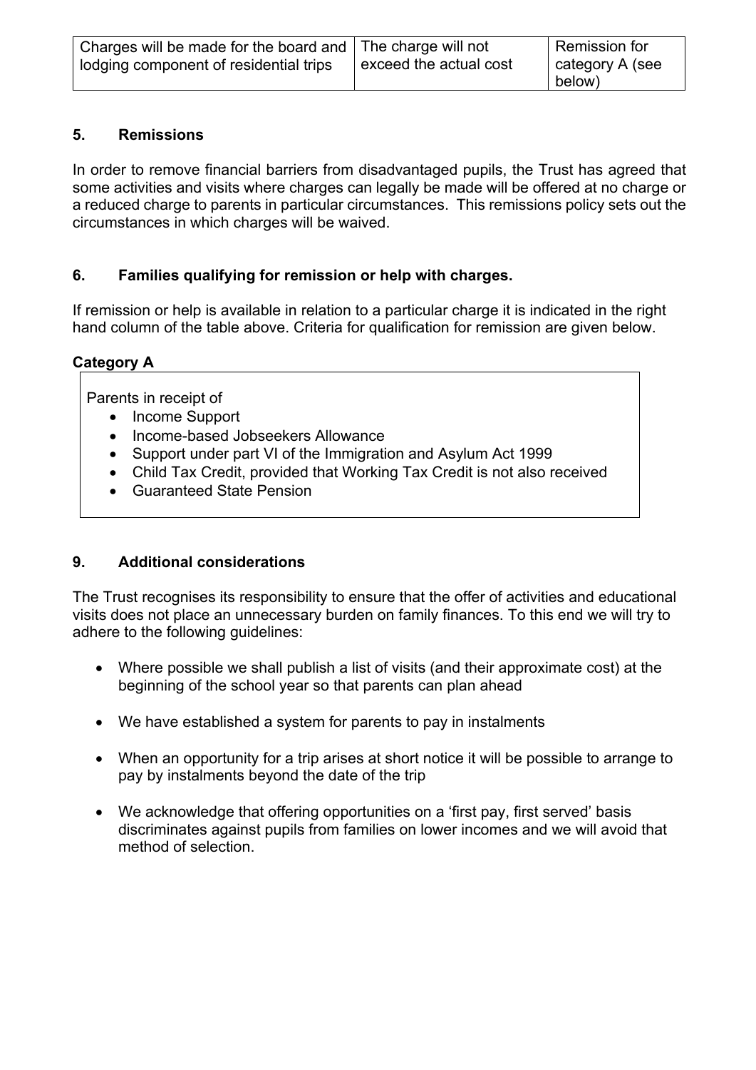| | | |
|---|---|---|
| Charges will be made for the board and lodging component of residential trips | The charge will not exceed the actual cost | Remission for category A (see below) |

## 5. Remissions

In order to remove financial barriers from disadvantaged pupils, the Trust has agreed that some activities and visits where charges can legally be made will be offered at no charge or a reduced charge to parents in particular circumstances. This remissions policy sets out the circumstances in which charges will be waived.

## 6. Families qualifying for remission or help with charges.

If remission or help is available in relation to a particular charge it is indicated in the right hand column of the table above. Criteria for qualification for remission are given below.

**Category A**

Parents in receipt of

- Income Support
- Income-based Jobseekers Allowance
- Support under part VI of the Immigration and Asylum Act 1999
- Child Tax Credit, provided that Working Tax Credit is not also received
- Guaranteed State Pension

## 9. Additional considerations

The Trust recognises its responsibility to ensure that the offer of activities and educational visits does not place an unnecessary burden on family finances. To this end we will try to adhere to the following guidelines:

- Where possible we shall publish a list of visits (and their approximate cost) at the beginning of the school year so that parents can plan ahead
- We have established a system for parents to pay in instalments
- When an opportunity for a trip arises at short notice it will be possible to arrange to pay by instalments beyond the date of the trip
- We acknowledge that offering opportunities on a 'first pay, first served' basis discriminates against pupils from families on lower incomes and we will avoid that method of selection.